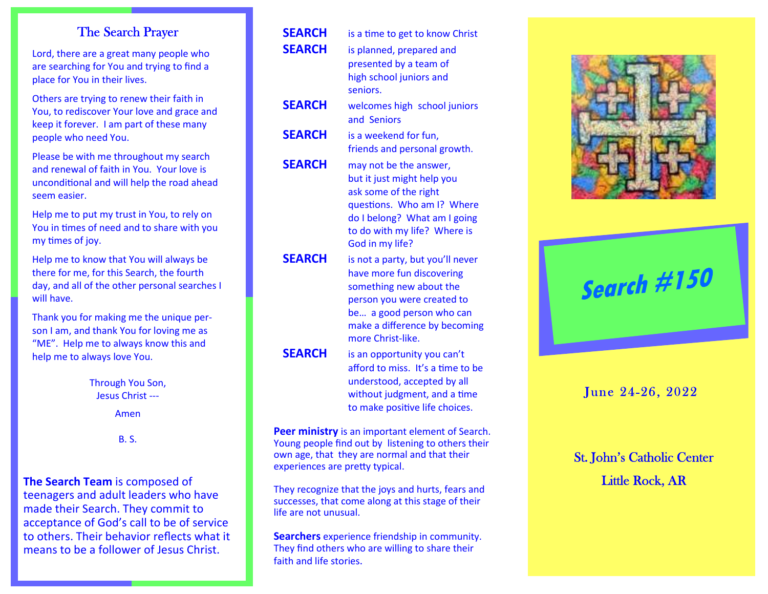## The Search Prayer

Lord, there are a great many people who are searching for You and trying to find a place for You in their lives.

Others are trying to renew their faith in You, to rediscover Your love and grace and keep it forever. I am part of these many people who need You.

Please be with me throughout my search and renewal of faith in You. Your love is unconditional and will help the road ahead seem easier.

Help me to put my trust in You, to rely on You in times of need and to share with you my times of joy.

Help me to know that You will always be there for me, for this Search, the fourth day, and all of the other personal searches I will have.

Thank you for making me the unique person I am, and thank You for loving me as "ME". Help me to always know this and help me to always love You.

Through You Son,
Jesus Christ ---

Amen

B. S.

**The Search Team** is composed of teenagers and adult leaders who have made their Search. They commit to acceptance of God's call to be of service to others. Their behavior reflects what it means to be a follower of Jesus Christ.

**SEARCH** is a time to get to know Christ

**SEARCH** is planned, prepared and presented by a team of high school juniors and seniors.

**SEARCH** welcomes high school juniors and Seniors

**SEARCH** is a weekend for fun, friends and personal growth.

**SEARCH** may not be the answer, but it just might help you ask some of the right questions. Who am I? Where do I belong? What am I going to do with my life? Where is God in my life?

**SEARCH** is not a party, but you'll never have more fun discovering something new about the person you were created to be… a good person who can make a difference by becoming more Christ-like.

**SEARCH** is an opportunity you can't afford to miss. It's a time to be understood, accepted by all without judgment, and a time to make positive life choices.

**Peer ministry** is an important element of Search. Young people find out by listening to others their own age, that they are normal and that their experiences are pretty typical.

They recognize that the joys and hurts, fears and successes, that come along at this stage of their life are not unusual.

**Searchers** experience friendship in community. They find others who are willing to share their faith and life stories.

# Search #150

June 24-26, 2022

St. John's Catholic Center

Little Rock, AR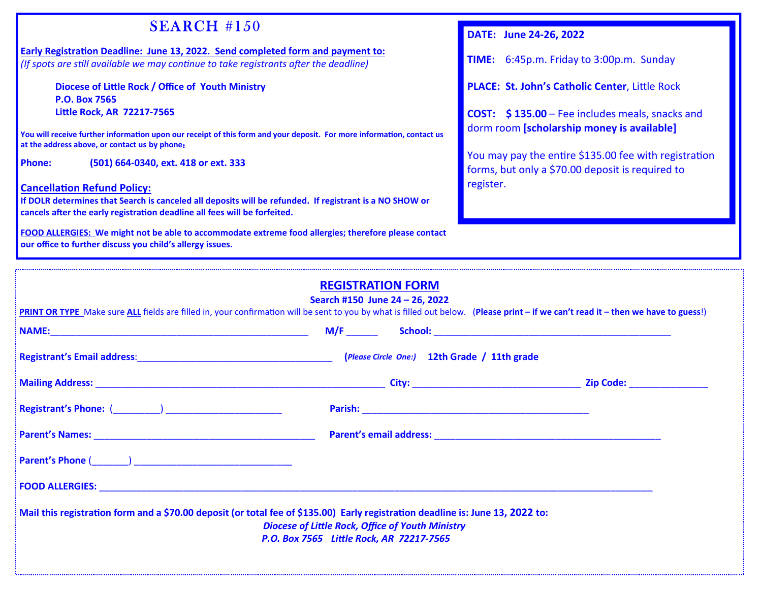# SEARCH #150

**Early Registration Deadline: June 13, 2022. Send completed form and payment to:**
*(If spots are still available we may continue to take registrants after the deadline)*

**Diocese of Little Rock / Office of Youth Ministry**
**P.O. Box 7565**
**Little Rock, AR 72217-7565**

**You will receive further information upon our receipt of this form and your deposit. For more information, contact us at the address above, or contact us by phone:**

**Phone:** **(501) 664-0340, ext. 418 or ext. 333**

**Cancellation Refund Policy:**
**If DOLR determines that Search is canceled all deposits will be refunded. If registrant is a NO SHOW or cancels after the early registration deadline all fees will be forfeited.**

**FOOD ALLERGIES: We might not be able to accommodate extreme food allergies; therefore please contact our office to further discuss you child's allergy issues.**

**DATE: June 24-26, 2022**

**TIME:** 6:45p.m. Friday to 3:00p.m. Sunday

**PLACE: St. John's Catholic Center**, Little Rock

**COST: $ 135.00** – Fee includes meals, snacks and dorm room **[scholarship money is available]**

You may pay the entire $135.00 fee with registration forms, but only a $70.00 deposit is required to register.

## REGISTRATION FORM

**Search #150 June 24 – 26, 2022**

**PRINT OR TYPE** Make sure **ALL** fields are filled in, your confirmation will be sent to you by what is filled out below. (**Please print – if we can't read it – then we have to guess**!)

**NAME:**___________________________________________ **M/F** ______ **School:** ________________________________________

**Registrant's Email address**:__________________________________ (*Please Circle One:*) **12th Grade / 11th grade**

**Mailing Address:** __________________________________________________ **City:** ____________________________ **Zip Code:** _____________

**Registrant's Phone:** (_________) ______________________ **Parish:** ________________________________________

**Parent's Names:** ________________________________________ **Parent's email address:** ________________________________________

**Parent's Phone** (_______) ____________________________

**FOOD ALLERGIES:** ______________________________________________________________________________________________

**Mail this registration form and a $70.00 deposit (or total fee of $135.00) Early registration deadline is: June 13, 2022 to:**

***Diocese of Little Rock, Office of Youth Ministry***
***P.O. Box 7565 Little Rock, AR 72217-7565***